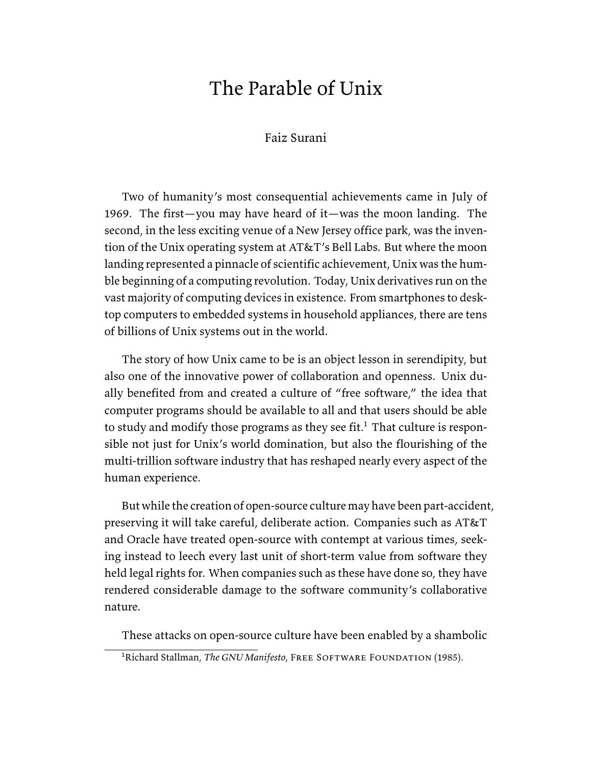# The Parable of Unix

Faiz Surani

Two of humanity's most consequential achievements came in July of 1969. The first—you may have heard of it—was the moon landing. The second, in the less exciting venue of a New Jersey office park, was the invention of the Unix operating system at AT&T's Bell Labs. But where the moon landing represented a pinnacle of scientific achievement, Unix was the humble beginning of a computing revolution. Today, Unix derivatives run on the vast majority of computing devices in existence. From smartphones to desktop computers to embedded systems in household appliances, there are tens of billions of Unix systems out in the world.

The story of how Unix came to be is an object lesson in serendipity, but also one of the innovative power of collaboration and openness. Unix dually benefited from and created a culture of "free software," the idea that computer programs should be available to all and that users should be able to study and modify those programs as they see fit.[1] That culture is responsible not just for Unix's world domination, but also the flourishing of the multi-trillion software industry that has reshaped nearly every aspect of the human experience.

But while the creation of open-source culture may have been part-accident, preserving it will take careful, deliberate action. Companies such as AT&T and Oracle have treated open-source with contempt at various times, seeking instead to leech every last unit of short-term value from software they held legal rights for. When companies such as these have done so, they have rendered considerable damage to the software community's collaborative nature.

These attacks on open-source culture have been enabled by a shambolic

[1] Richard Stallman, *The GNU Manifesto*, Free Software Foundation (1985).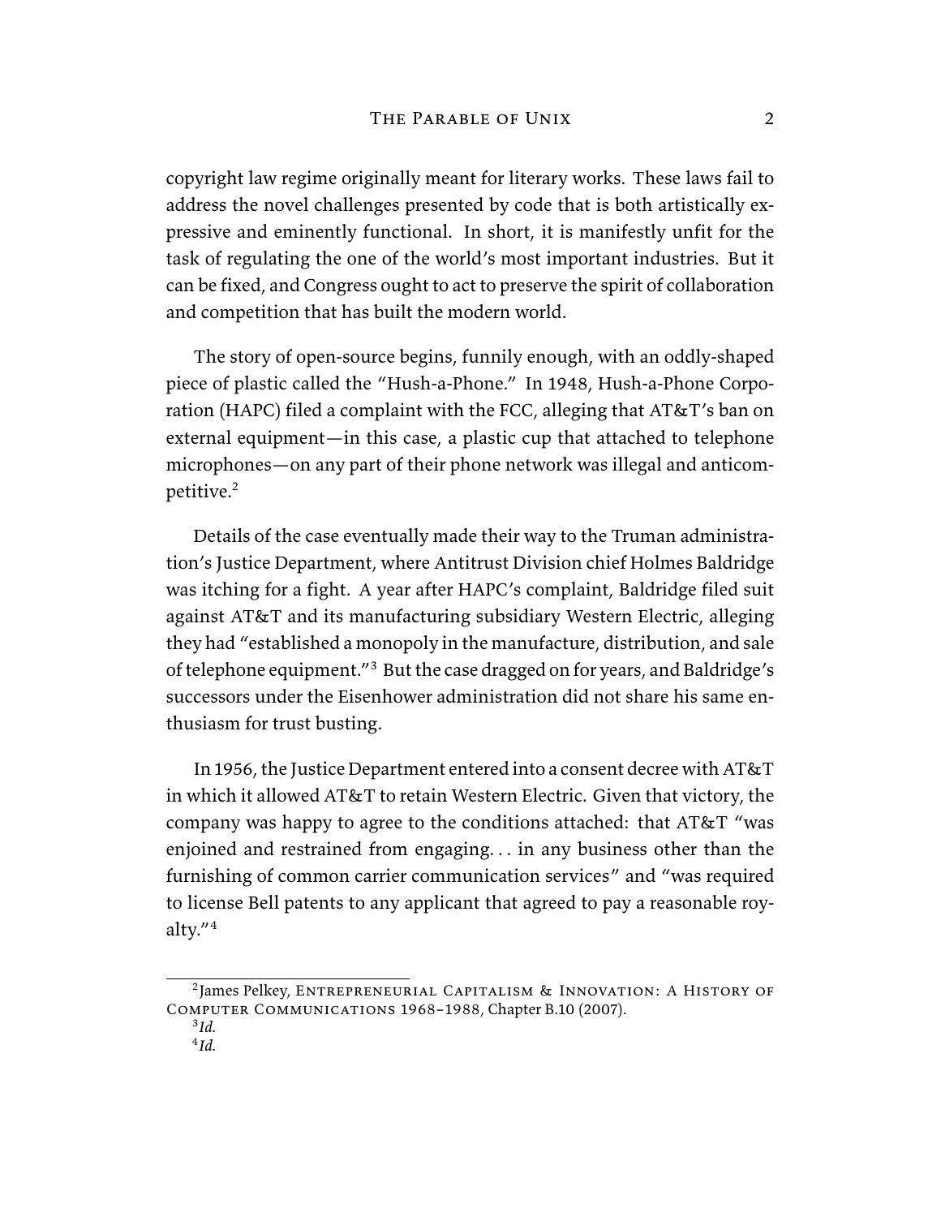copyright law regime originally meant for literary works. These laws fail to address the novel challenges presented by code that is both artistically expressive and eminently functional. In short, it is manifestly unfit for the task of regulating the one of the world's most important industries. But it can be fixed, and Congress ought to act to preserve the spirit of collaboration and competition that has built the modern world.

The story of open-source begins, funnily enough, with an oddly-shaped piece of plastic called the "Hush-a-Phone." In 1948, Hush-a-Phone Corporation (HAPC) filed a complaint with the FCC, alleging that AT&T's ban on external equipment—in this case, a plastic cup that attached to telephone microphones—on any part of their phone network was illegal and anticompetitive.[2]

Details of the case eventually made their way to the Truman administration's Justice Department, where Antitrust Division chief Holmes Baldridge was itching for a fight. A year after HAPC's complaint, Baldridge filed suit against AT&T and its manufacturing subsidiary Western Electric, alleging they had "established a monopoly in the manufacture, distribution, and sale of telephone equipment."[3] But the case dragged on for years, and Baldridge's successors under the Eisenhower administration did not share his same enthusiasm for trust busting.

In 1956, the Justice Department entered into a consent decree with AT&T in which it allowed AT&T to retain Western Electric. Given that victory, the company was happy to agree to the conditions attached: that AT&T "was enjoined and restrained from engaging. . . in any business other than the furnishing of common carrier communication services" and "was required to license Bell patents to any applicant that agreed to pay a reasonable royalty."[4]

---

[2] James Pelkey, Entrepreneurial Capitalism & Innovation: A History of Computer Communications 1968–1988, Chapter B.10 (2007).

[3] *Id.*

[4] *Id.*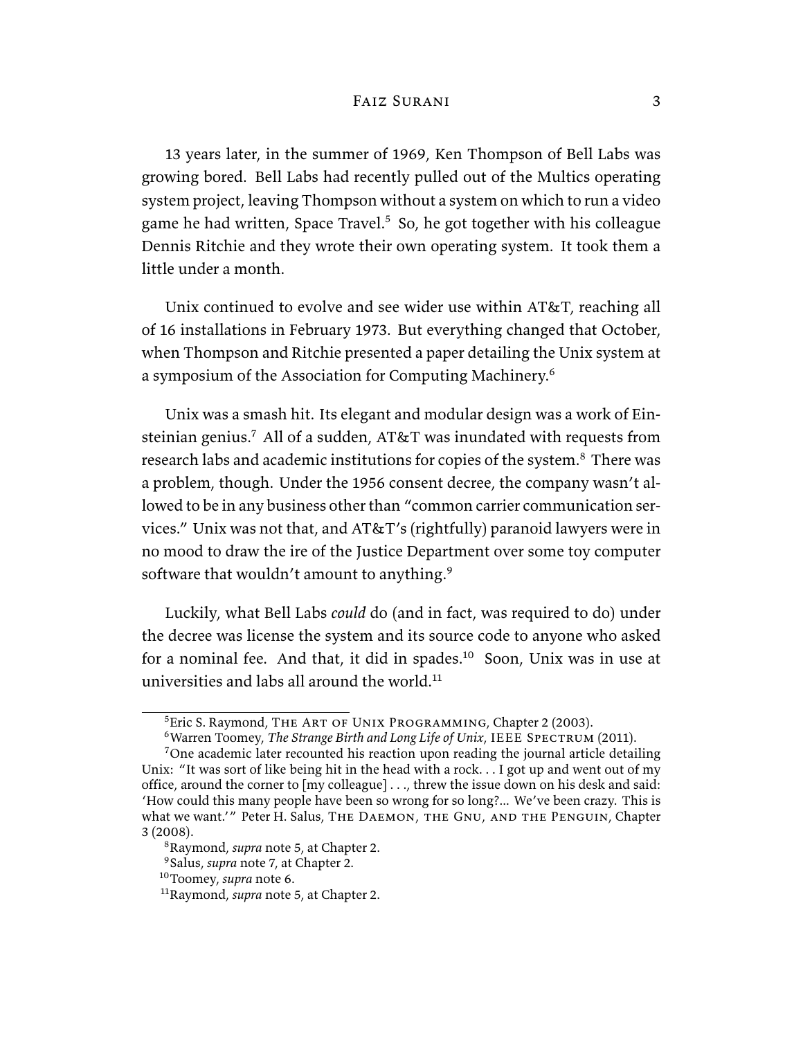13 years later, in the summer of 1969, Ken Thompson of Bell Labs was growing bored. Bell Labs had recently pulled out of the Multics operating system project, leaving Thompson without a system on which to run a video game he had written, Space Travel.[5] So, he got together with his colleague Dennis Ritchie and they wrote their own operating system. It took them a little under a month.

Unix continued to evolve and see wider use within AT&T, reaching all of 16 installations in February 1973. But everything changed that October, when Thompson and Ritchie presented a paper detailing the Unix system at a symposium of the Association for Computing Machinery.[6]

Unix was a smash hit. Its elegant and modular design was a work of Einsteinian genius.[7] All of a sudden, AT&T was inundated with requests from research labs and academic institutions for copies of the system.[8] There was a problem, though. Under the 1956 consent decree, the company wasn't allowed to be in any business other than "common carrier communication services." Unix was not that, and AT&T's (rightfully) paranoid lawyers were in no mood to draw the ire of the Justice Department over some toy computer software that wouldn't amount to anything.[9]

Luckily, what Bell Labs *could* do (and in fact, was required to do) under the decree was license the system and its source code to anyone who asked for a nominal fee. And that, it did in spades.[10] Soon, Unix was in use at universities and labs all around the world.[11]

---

[5] Eric S. Raymond, The Art of Unix Programming, Chapter 2 (2003).

[6] Warren Toomey, *The Strange Birth and Long Life of Unix*, IEEE Spectrum (2011).

[7] One academic later recounted his reaction upon reading the journal article detailing Unix: "It was sort of like being hit in the head with a rock. . . I got up and went out of my office, around the corner to [my colleague] . . ., threw the issue down on his desk and said: 'How could this many people have been so wrong for so long?... We've been crazy. This is what we want.'" Peter H. Salus, The Daemon, the Gnu, and the Penguin, Chapter 3 (2008).

[8] Raymond, *supra* note 5, at Chapter 2.

[9] Salus, *supra* note 7, at Chapter 2.

[10] Toomey, *supra* note 6.

[11] Raymond, *supra* note 5, at Chapter 2.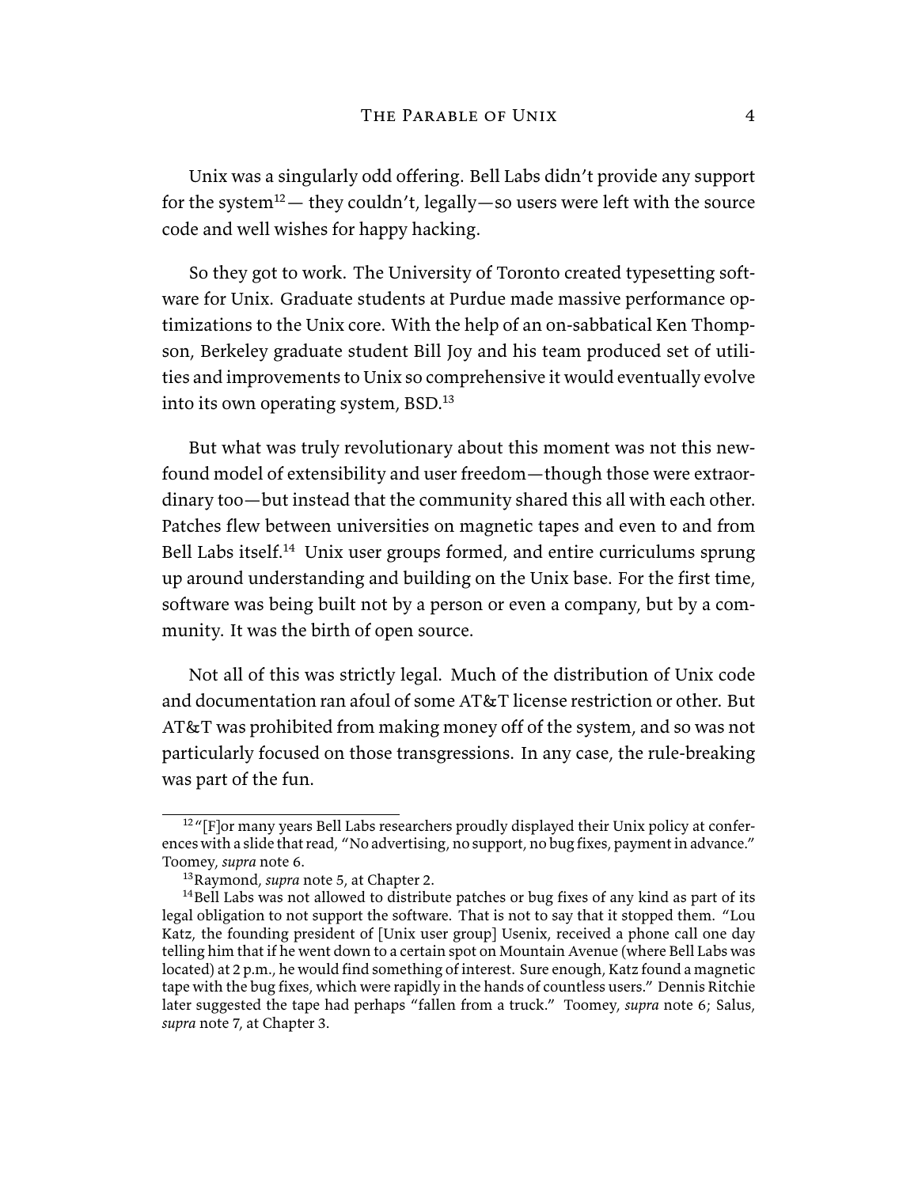Unix was a singularly odd offering. Bell Labs didn't provide any support for the system[12]— they couldn't, legally—so users were left with the source code and well wishes for happy hacking.

So they got to work. The University of Toronto created typesetting software for Unix. Graduate students at Purdue made massive performance optimizations to the Unix core. With the help of an on-sabbatical Ken Thompson, Berkeley graduate student Bill Joy and his team produced set of utilities and improvements to Unix so comprehensive it would eventually evolve into its own operating system, BSD.[13]

But what was truly revolutionary about this moment was not this newfound model of extensibility and user freedom—though those were extraordinary too—but instead that the community shared this all with each other. Patches flew between universities on magnetic tapes and even to and from Bell Labs itself.[14] Unix user groups formed, and entire curriculums sprung up around understanding and building on the Unix base. For the first time, software was being built not by a person or even a company, but by a community. It was the birth of open source.

Not all of this was strictly legal. Much of the distribution of Unix code and documentation ran afoul of some AT&T license restriction or other. But AT&T was prohibited from making money off of the system, and so was not particularly focused on those transgressions. In any case, the rule-breaking was part of the fun.

---

[12] "[F]or many years Bell Labs researchers proudly displayed their Unix policy at conferences with a slide that read, "No advertising, no support, no bug fixes, payment in advance." Toomey, *supra* note 6.

[13] Raymond, *supra* note 5, at Chapter 2.

[14] Bell Labs was not allowed to distribute patches or bug fixes of any kind as part of its legal obligation to not support the software. That is not to say that it stopped them. "Lou Katz, the founding president of [Unix user group] Usenix, received a phone call one day telling him that if he went down to a certain spot on Mountain Avenue (where Bell Labs was located) at 2 p.m., he would find something of interest. Sure enough, Katz found a magnetic tape with the bug fixes, which were rapidly in the hands of countless users." Dennis Ritchie later suggested the tape had perhaps "fallen from a truck." Toomey, *supra* note 6; Salus, *supra* note 7, at Chapter 3.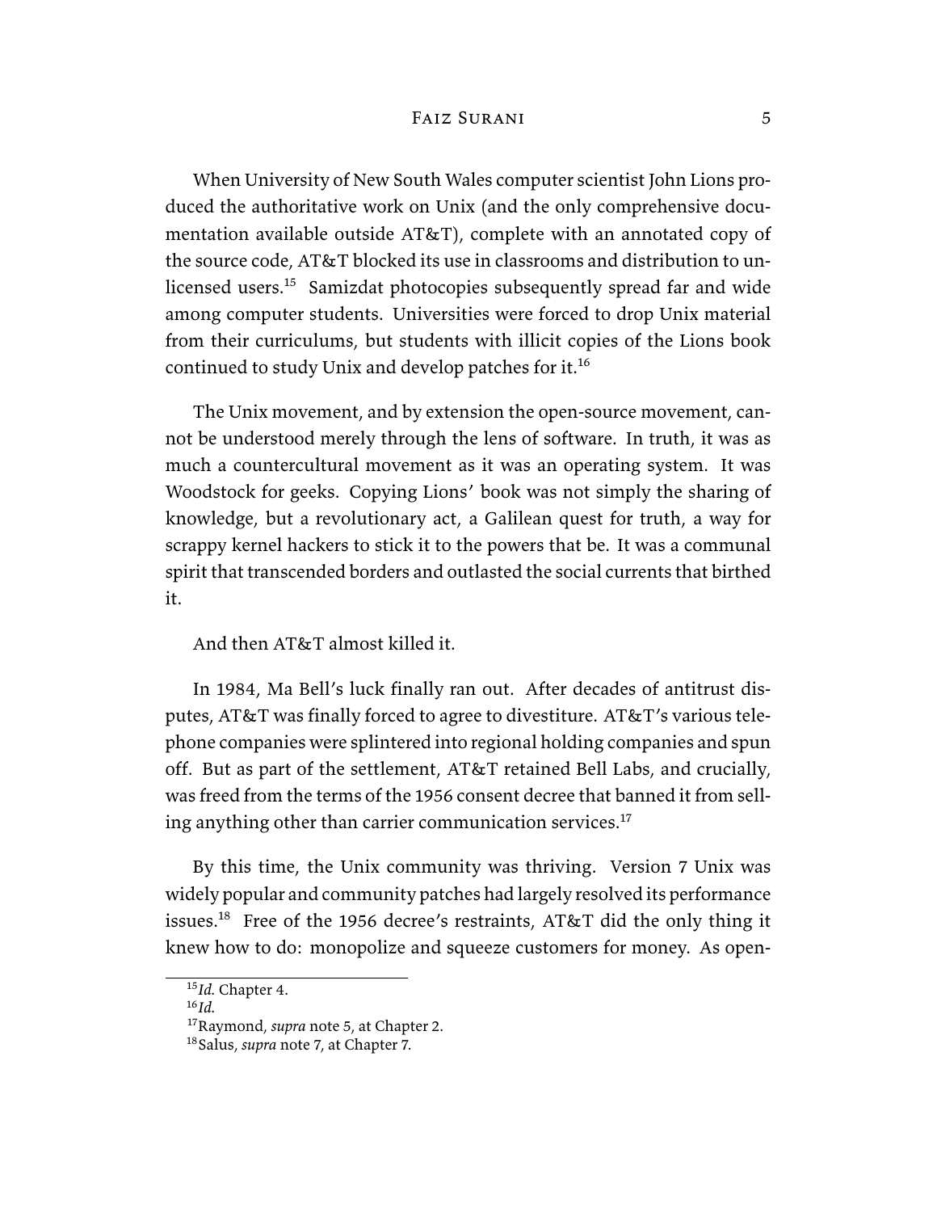When University of New South Wales computer scientist John Lions produced the authoritative work on Unix (and the only comprehensive documentation available outside AT&T), complete with an annotated copy of the source code, AT&T blocked its use in classrooms and distribution to unlicensed users.[15] Samizdat photocopies subsequently spread far and wide among computer students. Universities were forced to drop Unix material from their curriculums, but students with illicit copies of the Lions book continued to study Unix and develop patches for it.[16]

The Unix movement, and by extension the open-source movement, cannot be understood merely through the lens of software. In truth, it was as much a countercultural movement as it was an operating system. It was Woodstock for geeks. Copying Lions' book was not simply the sharing of knowledge, but a revolutionary act, a Galilean quest for truth, a way for scrappy kernel hackers to stick it to the powers that be. It was a communal spirit that transcended borders and outlasted the social currents that birthed it.

And then AT&T almost killed it.

In 1984, Ma Bell's luck finally ran out. After decades of antitrust disputes, AT&T was finally forced to agree to divestiture. AT&T's various telephone companies were splintered into regional holding companies and spun off. But as part of the settlement, AT&T retained Bell Labs, and crucially, was freed from the terms of the 1956 consent decree that banned it from selling anything other than carrier communication services.[17]

By this time, the Unix community was thriving. Version 7 Unix was widely popular and community patches had largely resolved its performance issues.[18] Free of the 1956 decree's restraints, AT&T did the only thing it knew how to do: monopolize and squeeze customers for money. As open-

---

[15] *Id.* Chapter 4.

[16] *Id.*

[17] Raymond, *supra* note 5, at Chapter 2.

[18] Salus, *supra* note 7, at Chapter 7.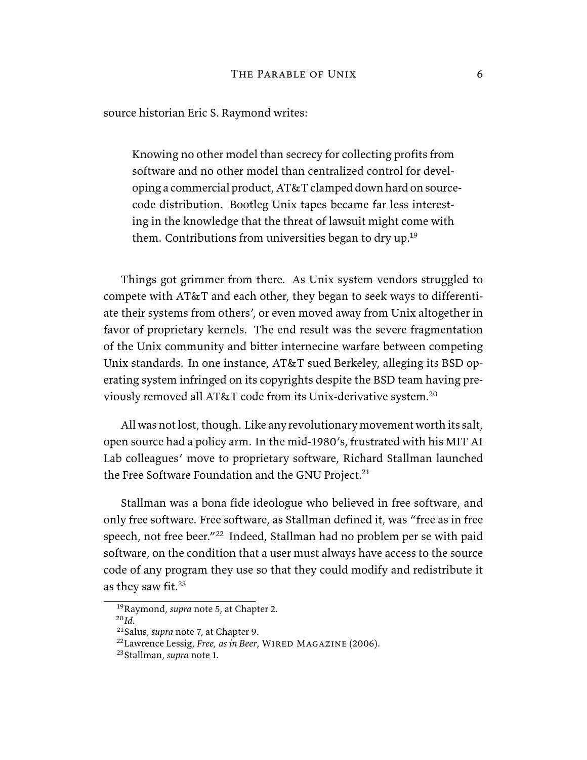source historian Eric S. Raymond writes:

> Knowing no other model than secrecy for collecting profits from software and no other model than centralized control for developing a commercial product, AT&T clamped down hard on source-code distribution. Bootleg Unix tapes became far less interesting in the knowledge that the threat of lawsuit might come with them. Contributions from universities began to dry up.[19]

Things got grimmer from there. As Unix system vendors struggled to compete with AT&T and each other, they began to seek ways to differentiate their systems from others', or even moved away from Unix altogether in favor of proprietary kernels. The end result was the severe fragmentation of the Unix community and bitter internecine warfare between competing Unix standards. In one instance, AT&T sued Berkeley, alleging its BSD operating system infringed on its copyrights despite the BSD team having previously removed all AT&T code from its Unix-derivative system.[20]

All was not lost, though. Like any revolutionary movement worth its salt, open source had a policy arm. In the mid-1980's, frustrated with his MIT AI Lab colleagues' move to proprietary software, Richard Stallman launched the Free Software Foundation and the GNU Project.[21]

Stallman was a bona fide ideologue who believed in free software, and only free software. Free software, as Stallman defined it, was "free as in free speech, not free beer."[22] Indeed, Stallman had no problem per se with paid software, on the condition that a user must always have access to the source code of any program they use so that they could modify and redistribute it as they saw fit.[23]

---

[19] Raymond, *supra* note 5, at Chapter 2.

[20] *Id.*

[21] Salus, *supra* note 7, at Chapter 9.

[22] Lawrence Lessig, *Free, as in Beer*, Wired Magazine (2006).

[23] Stallman, *supra* note 1.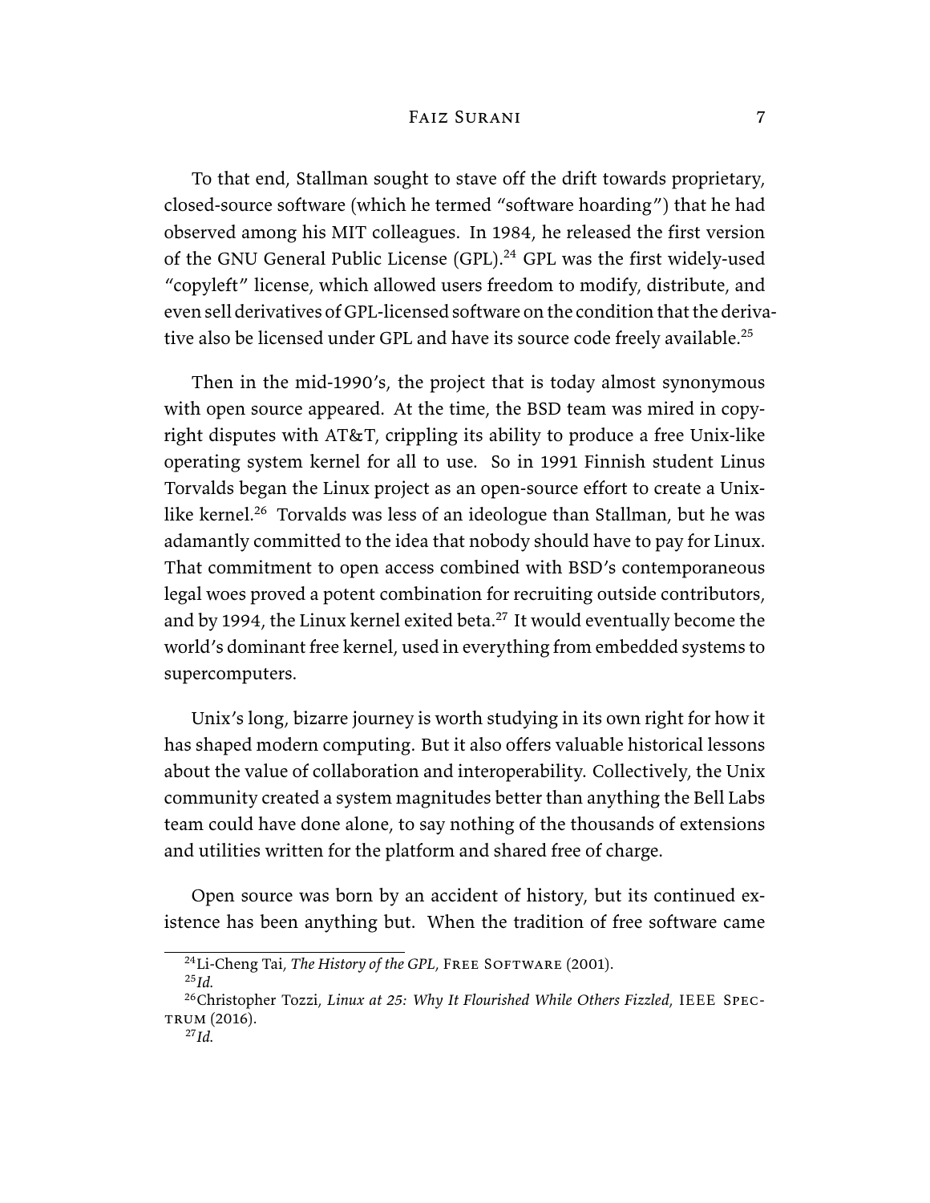To that end, Stallman sought to stave off the drift towards proprietary, closed-source software (which he termed "software hoarding") that he had observed among his MIT colleagues. In 1984, he released the first version of the GNU General Public License (GPL).[24] GPL was the first widely-used "copyleft" license, which allowed users freedom to modify, distribute, and even sell derivatives of GPL-licensed software on the condition that the derivative also be licensed under GPL and have its source code freely available.[25]

Then in the mid-1990's, the project that is today almost synonymous with open source appeared. At the time, the BSD team was mired in copyright disputes with AT&T, crippling its ability to produce a free Unix-like operating system kernel for all to use. So in 1991 Finnish student Linus Torvalds began the Linux project as an open-source effort to create a Unix-like kernel.[26] Torvalds was less of an ideologue than Stallman, but he was adamantly committed to the idea that nobody should have to pay for Linux. That commitment to open access combined with BSD's contemporaneous legal woes proved a potent combination for recruiting outside contributors, and by 1994, the Linux kernel exited beta.[27] It would eventually become the world's dominant free kernel, used in everything from embedded systems to supercomputers.

Unix's long, bizarre journey is worth studying in its own right for how it has shaped modern computing. But it also offers valuable historical lessons about the value of collaboration and interoperability. Collectively, the Unix community created a system magnitudes better than anything the Bell Labs team could have done alone, to say nothing of the thousands of extensions and utilities written for the platform and shared free of charge.

Open source was born by an accident of history, but its continued existence has been anything but. When the tradition of free software came

---

[24] Li-Cheng Tai, *The History of the GPL*, Free Software (2001).

[25] *Id.*

[26] Christopher Tozzi, *Linux at 25: Why It Flourished While Others Fizzled*, IEEE Spectrum (2016).

[27] *Id.*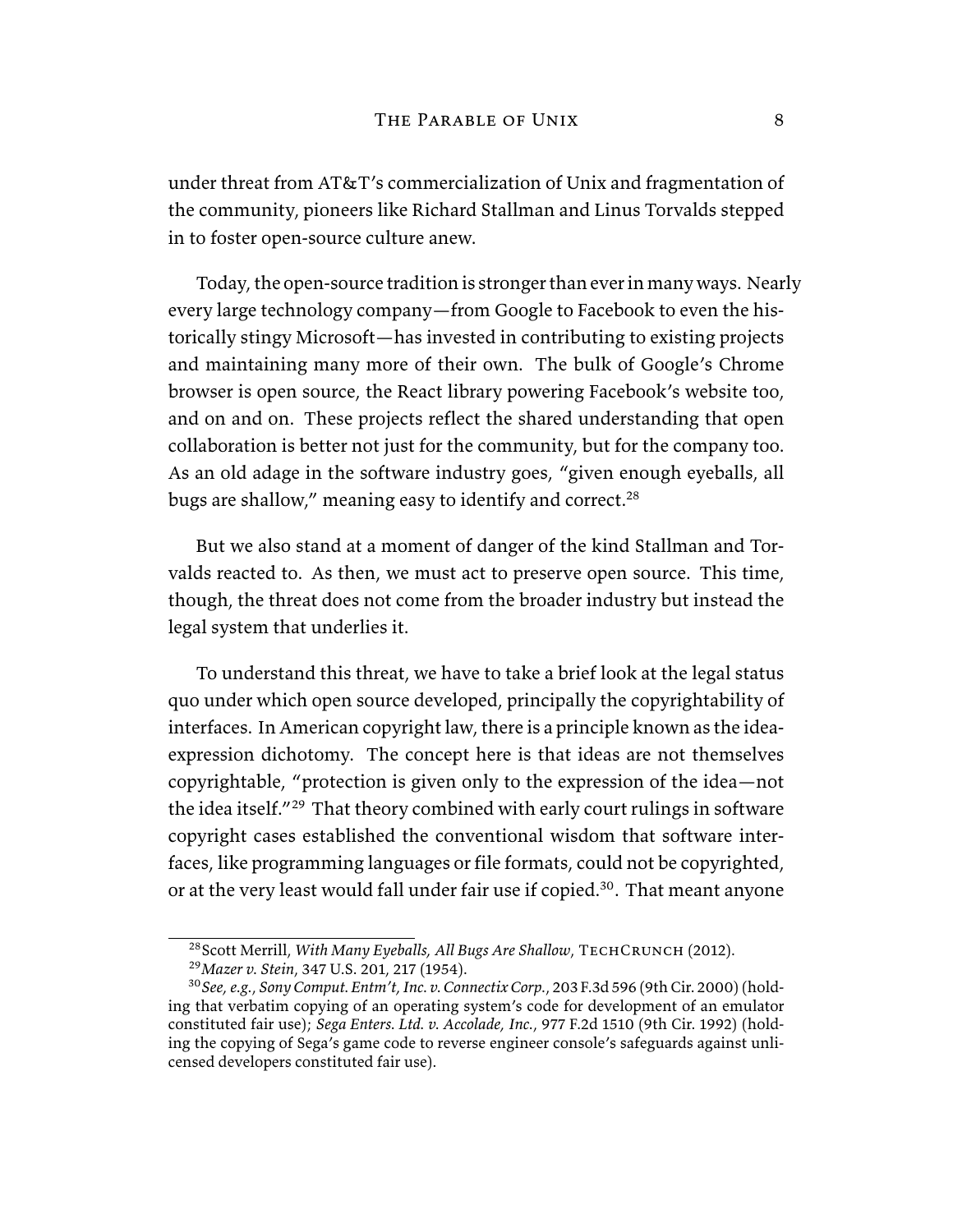under threat from AT&T's commercialization of Unix and fragmentation of the community, pioneers like Richard Stallman and Linus Torvalds stepped in to foster open-source culture anew.

Today, the open-source tradition is stronger than ever in many ways. Nearly every large technology company—from Google to Facebook to even the historically stingy Microsoft—has invested in contributing to existing projects and maintaining many more of their own. The bulk of Google's Chrome browser is open source, the React library powering Facebook's website too, and on and on. These projects reflect the shared understanding that open collaboration is better not just for the community, but for the company too. As an old adage in the software industry goes, "given enough eyeballs, all bugs are shallow," meaning easy to identify and correct.[28]

But we also stand at a moment of danger of the kind Stallman and Torvalds reacted to. As then, we must act to preserve open source. This time, though, the threat does not come from the broader industry but instead the legal system that underlies it.

To understand this threat, we have to take a brief look at the legal status quo under which open source developed, principally the copyrightability of interfaces. In American copyright law, there is a principle known as the idea-expression dichotomy. The concept here is that ideas are not themselves copyrightable, "protection is given only to the expression of the idea—not the idea itself."[29] That theory combined with early court rulings in software copyright cases established the conventional wisdom that software interfaces, like programming languages or file formats, could not be copyrighted, or at the very least would fall under fair use if copied.[30]. That meant anyone

[28] Scott Merrill, *With Many Eyeballs, All Bugs Are Shallow*, TechCrunch (2012).

[29] *Mazer v. Stein*, 347 U.S. 201, 217 (1954).

[30] *See, e.g.*, *Sony Comput. Entm't, Inc. v. Connectix Corp.*, 203 F.3d 596 (9th Cir. 2000) (holding that verbatim copying of an operating system's code for development of an emulator constituted fair use); *Sega Enters. Ltd. v. Accolade, Inc.*, 977 F.2d 1510 (9th Cir. 1992) (holding the copying of Sega's game code to reverse engineer console's safeguards against unlicensed developers constituted fair use).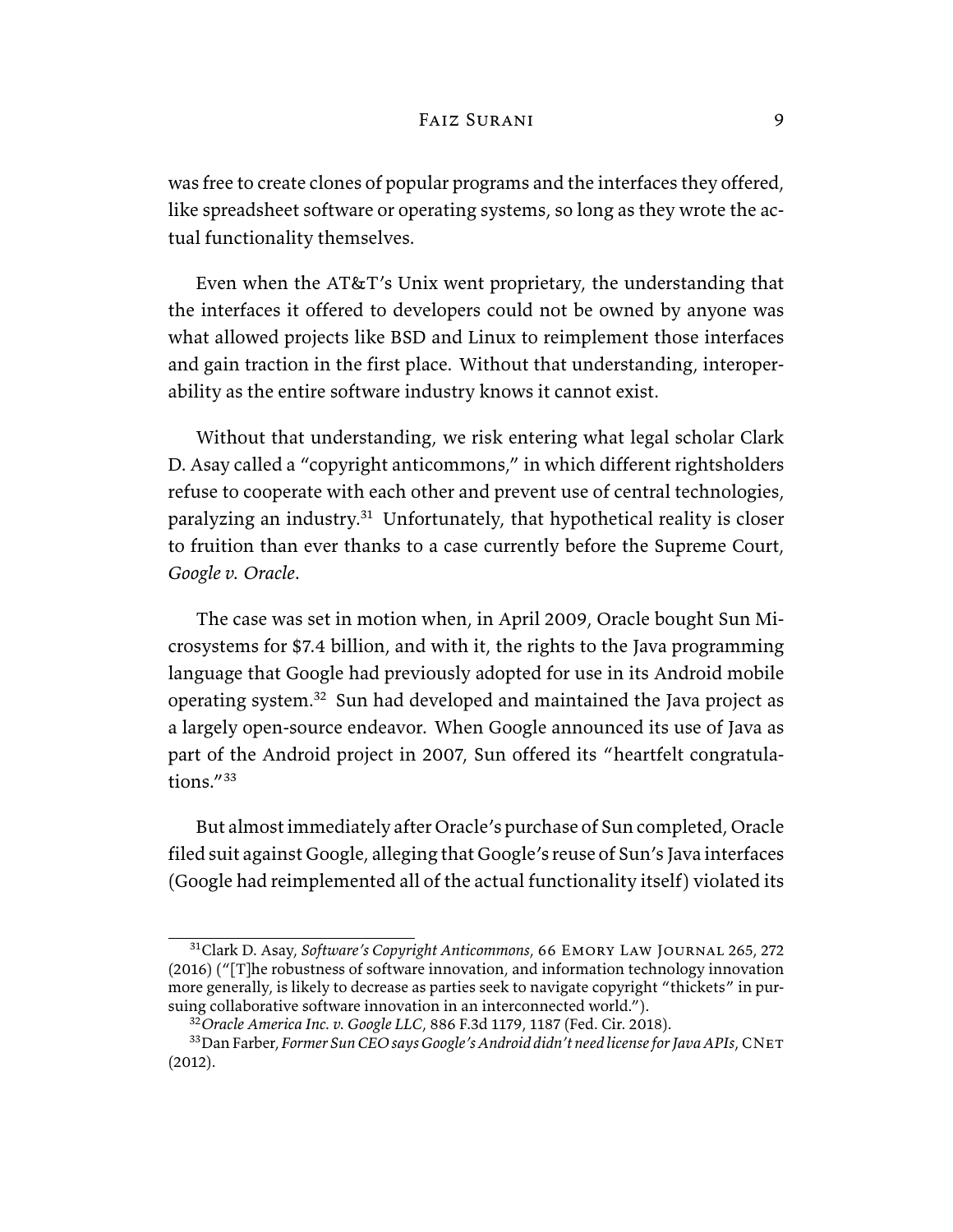was free to create clones of popular programs and the interfaces they offered, like spreadsheet software or operating systems, so long as they wrote the actual functionality themselves.

Even when the AT&T's Unix went proprietary, the understanding that the interfaces it offered to developers could not be owned by anyone was what allowed projects like BSD and Linux to reimplement those interfaces and gain traction in the first place. Without that understanding, interoperability as the entire software industry knows it cannot exist.

Without that understanding, we risk entering what legal scholar Clark D. Asay called a "copyright anticommons," in which different rightsholders refuse to cooperate with each other and prevent use of central technologies, paralyzing an industry.[31] Unfortunately, that hypothetical reality is closer to fruition than ever thanks to a case currently before the Supreme Court, *Google v. Oracle*.

The case was set in motion when, in April 2009, Oracle bought Sun Microsystems for $7.4 billion, and with it, the rights to the Java programming language that Google had previously adopted for use in its Android mobile operating system.[32] Sun had developed and maintained the Java project as a largely open-source endeavor. When Google announced its use of Java as part of the Android project in 2007, Sun offered its "heartfelt congratulations."[33]

But almost immediately after Oracle's purchase of Sun completed, Oracle filed suit against Google, alleging that Google's reuse of Sun's Java interfaces (Google had reimplemented all of the actual functionality itself) violated its

---

[31] Clark D. Asay, *Software's Copyright Anticommons*, 66 Emory Law Journal 265, 272 (2016) ("[T]he robustness of software innovation, and information technology innovation more generally, is likely to decrease as parties seek to navigate copyright "thickets" in pursuing collaborative software innovation in an interconnected world.").

[32] *Oracle America Inc. v. Google LLC*, 886 F.3d 1179, 1187 (Fed. Cir. 2018).

[33] Dan Farber, *Former Sun CEO says Google's Android didn't need license for Java APIs*, CNet (2012).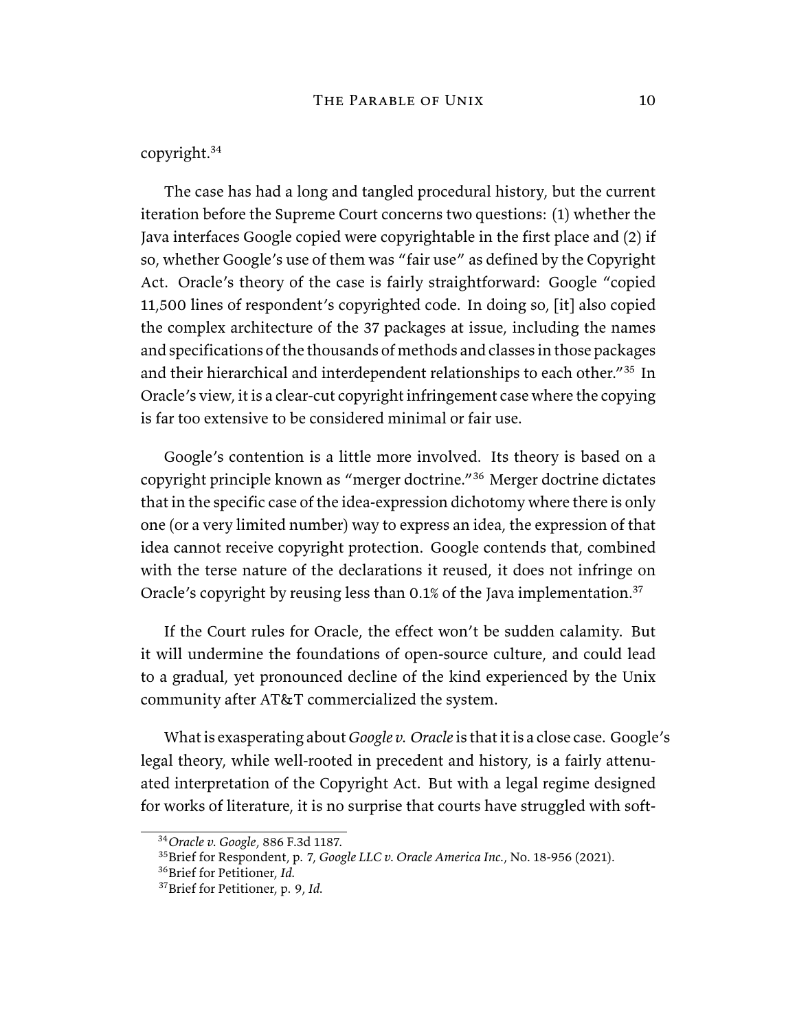copyright.[34]

The case has had a long and tangled procedural history, but the current iteration before the Supreme Court concerns two questions: (1) whether the Java interfaces Google copied were copyrightable in the first place and (2) if so, whether Google's use of them was "fair use" as defined by the Copyright Act. Oracle's theory of the case is fairly straightforward: Google "copied 11,500 lines of respondent's copyrighted code. In doing so, [it] also copied the complex architecture of the 37 packages at issue, including the names and specifications of the thousands of methods and classes in those packages and their hierarchical and interdependent relationships to each other."[35] In Oracle's view, it is a clear-cut copyright infringement case where the copying is far too extensive to be considered minimal or fair use.

Google's contention is a little more involved. Its theory is based on a copyright principle known as "merger doctrine."[36] Merger doctrine dictates that in the specific case of the idea-expression dichotomy where there is only one (or a very limited number) way to express an idea, the expression of that idea cannot receive copyright protection. Google contends that, combined with the terse nature of the declarations it reused, it does not infringe on Oracle's copyright by reusing less than 0.1% of the Java implementation.[37]

If the Court rules for Oracle, the effect won't be sudden calamity. But it will undermine the foundations of open-source culture, and could lead to a gradual, yet pronounced decline of the kind experienced by the Unix community after AT&T commercialized the system.

What is exasperating about *Google v. Oracle* is that it is a close case. Google's legal theory, while well-rooted in precedent and history, is a fairly attenuated interpretation of the Copyright Act. But with a legal regime designed for works of literature, it is no surprise that courts have struggled with soft-

---

[34] *Oracle v. Google*, 886 F.3d 1187.

[35] Brief for Respondent, p. 7, *Google LLC v. Oracle America Inc.*, No. 18-956 (2021).

[36] Brief for Petitioner, *Id.*

[37] Brief for Petitioner, p. 9, *Id.*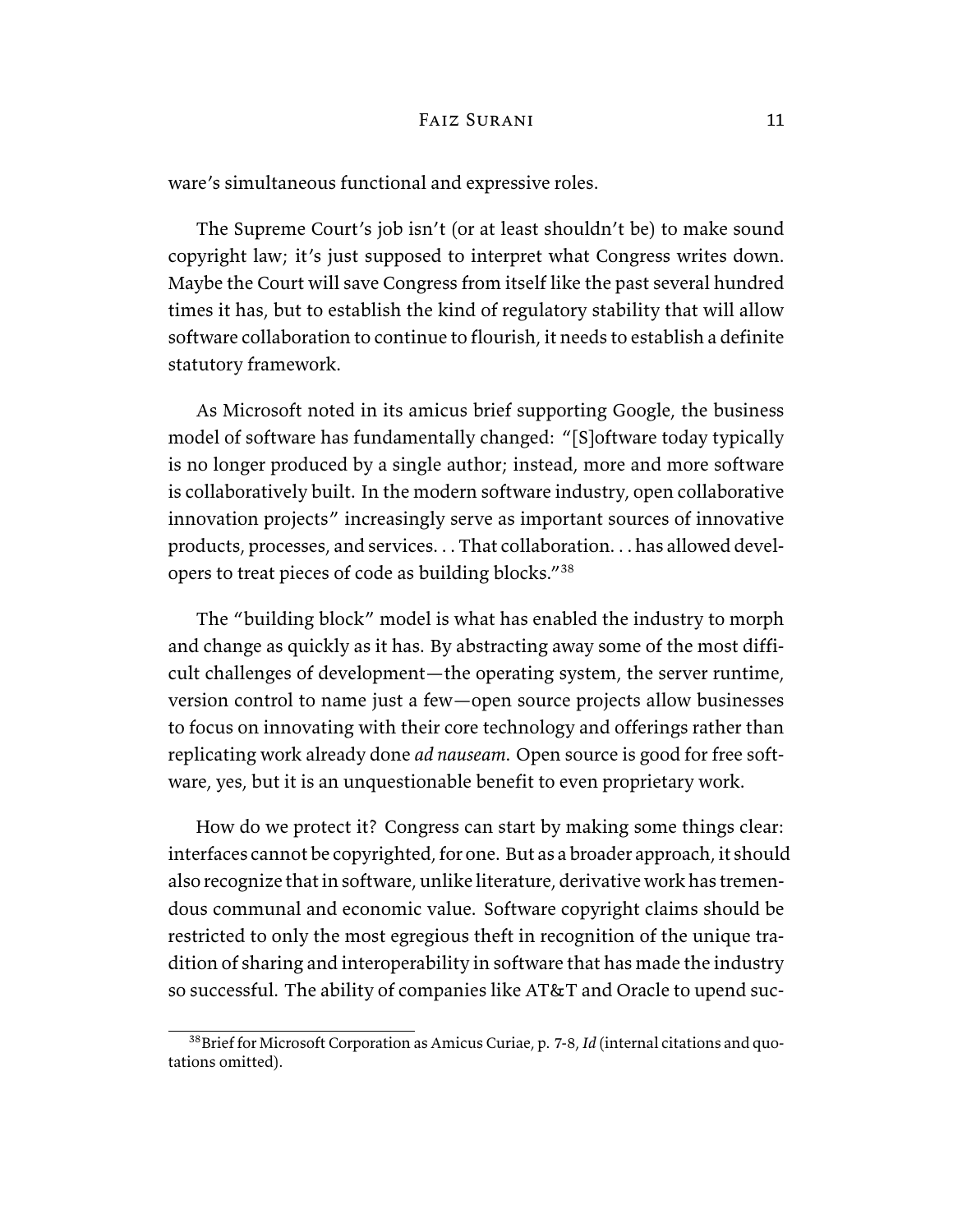ware's simultaneous functional and expressive roles.

The Supreme Court's job isn't (or at least shouldn't be) to make sound copyright law; it's just supposed to interpret what Congress writes down. Maybe the Court will save Congress from itself like the past several hundred times it has, but to establish the kind of regulatory stability that will allow software collaboration to continue to flourish, it needs to establish a definite statutory framework.

As Microsoft noted in its amicus brief supporting Google, the business model of software has fundamentally changed: "[S]oftware today typically is no longer produced by a single author; instead, more and more software is collaboratively built. In the modern software industry, open collaborative innovation projects" increasingly serve as important sources of innovative products, processes, and services. . . That collaboration. . . has allowed developers to treat pieces of code as building blocks."[38]

The "building block" model is what has enabled the industry to morph and change as quickly as it has. By abstracting away some of the most difficult challenges of development—the operating system, the server runtime, version control to name just a few—open source projects allow businesses to focus on innovating with their core technology and offerings rather than replicating work already done *ad nauseam*. Open source is good for free software, yes, but it is an unquestionable benefit to even proprietary work.

How do we protect it? Congress can start by making some things clear: interfaces cannot be copyrighted, for one. But as a broader approach, it should also recognize that in software, unlike literature, derivative work has tremendous communal and economic value. Software copyright claims should be restricted to only the most egregious theft in recognition of the unique tradition of sharing and interoperability in software that has made the industry so successful. The ability of companies like AT&T and Oracle to upend suc-

---

[38] Brief for Microsoft Corporation as Amicus Curiae, p. 7-8, *Id* (internal citations and quotations omitted).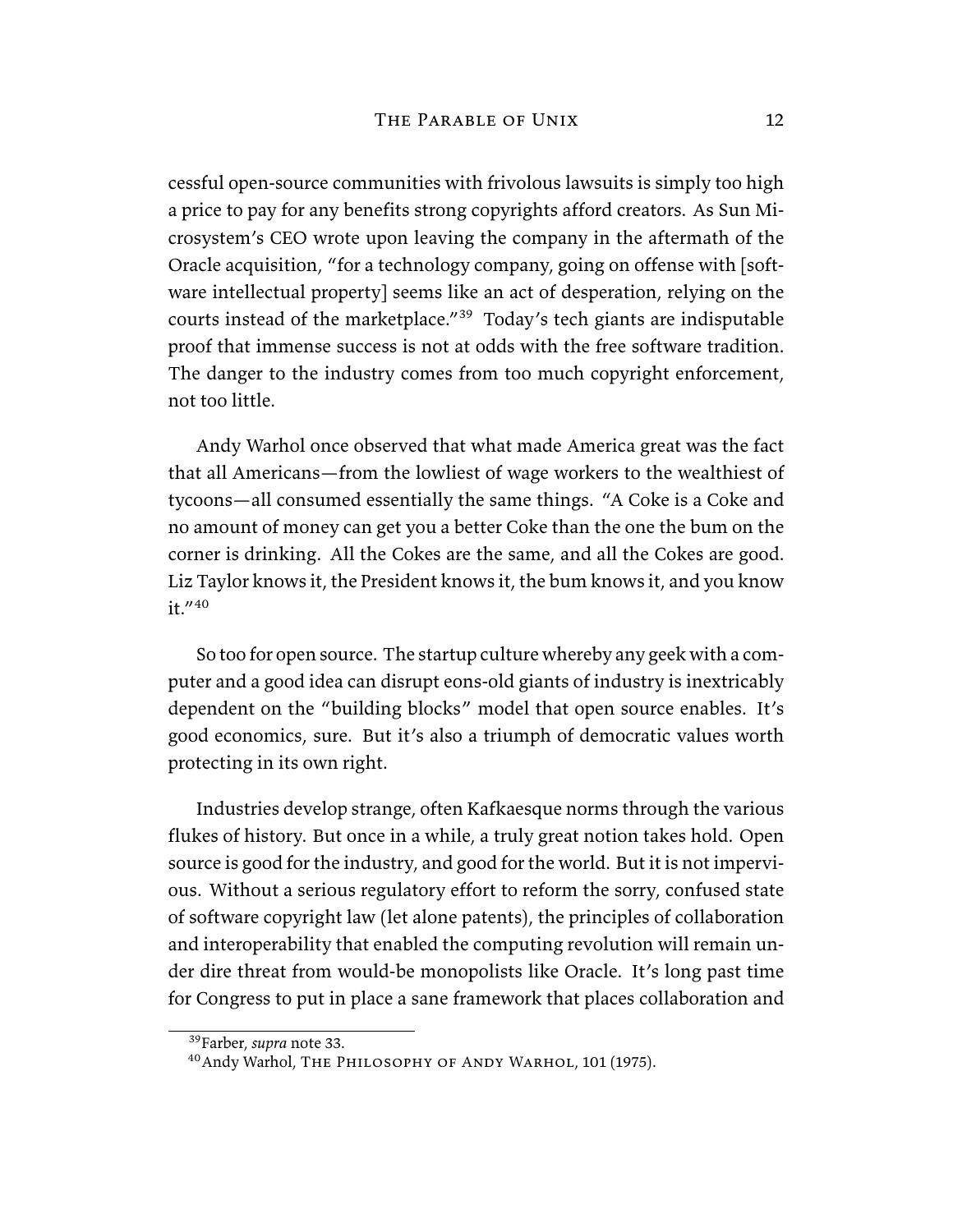cessful open-source communities with frivolous lawsuits is simply too high a price to pay for any benefits strong copyrights afford creators. As Sun Microsystem's CEO wrote upon leaving the company in the aftermath of the Oracle acquisition, "for a technology company, going on offense with [software intellectual property] seems like an act of desperation, relying on the courts instead of the marketplace."[39] Today's tech giants are indisputable proof that immense success is not at odds with the free software tradition. The danger to the industry comes from too much copyright enforcement, not too little.

Andy Warhol once observed that what made America great was the fact that all Americans—from the lowliest of wage workers to the wealthiest of tycoons—all consumed essentially the same things. "A Coke is a Coke and no amount of money can get you a better Coke than the one the bum on the corner is drinking. All the Cokes are the same, and all the Cokes are good. Liz Taylor knows it, the President knows it, the bum knows it, and you know it."[40]

So too for open source. The startup culture whereby any geek with a computer and a good idea can disrupt eons-old giants of industry is inextricably dependent on the "building blocks" model that open source enables. It's good economics, sure. But it's also a triumph of democratic values worth protecting in its own right.

Industries develop strange, often Kafkaesque norms through the various flukes of history. But once in a while, a truly great notion takes hold. Open source is good for the industry, and good for the world. But it is not impervious. Without a serious regulatory effort to reform the sorry, confused state of software copyright law (let alone patents), the principles of collaboration and interoperability that enabled the computing revolution will remain under dire threat from would-be monopolists like Oracle. It's long past time for Congress to put in place a sane framework that places collaboration and

---

[39] Farber, *supra* note 33.

[40] Andy Warhol, The Philosophy of Andy Warhol, 101 (1975).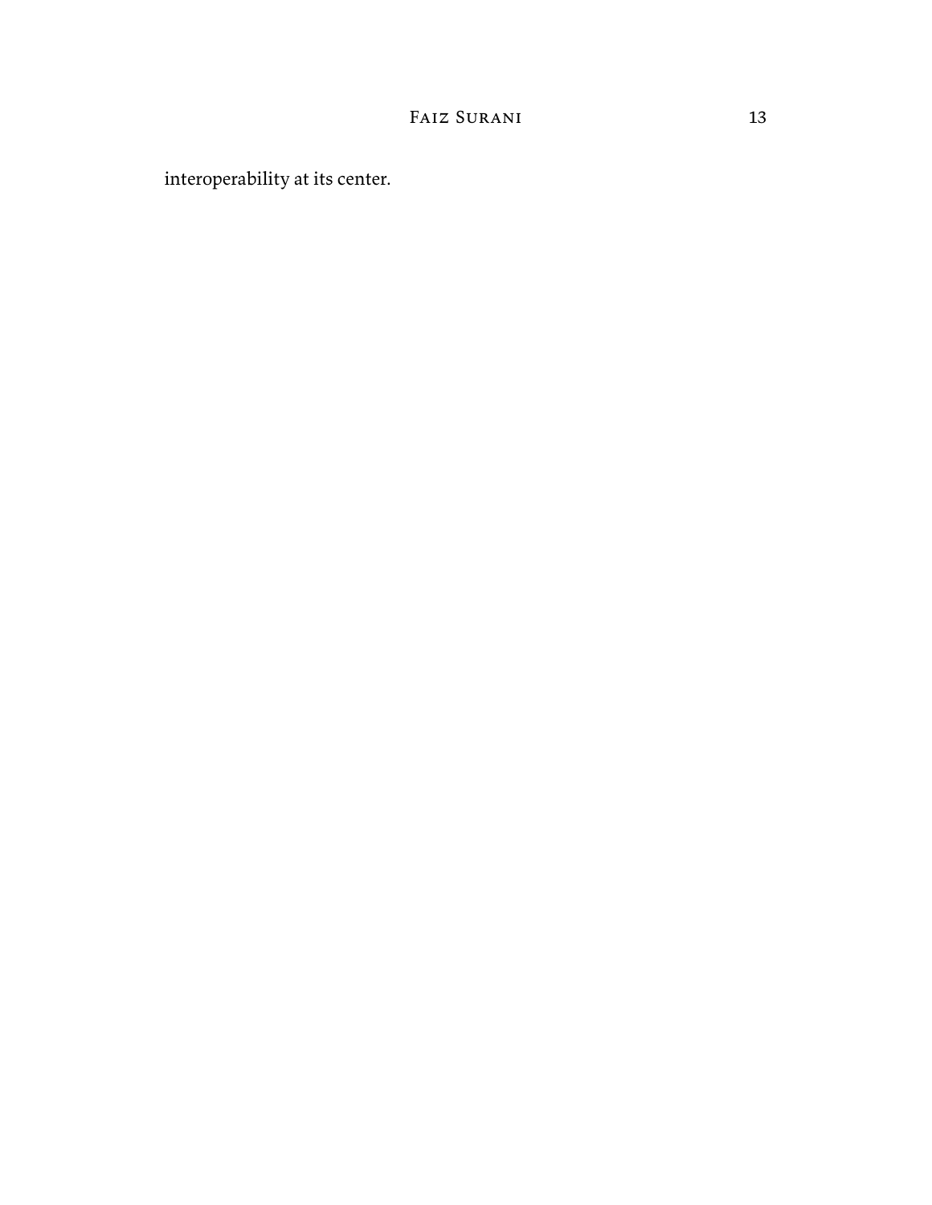interoperability at its center.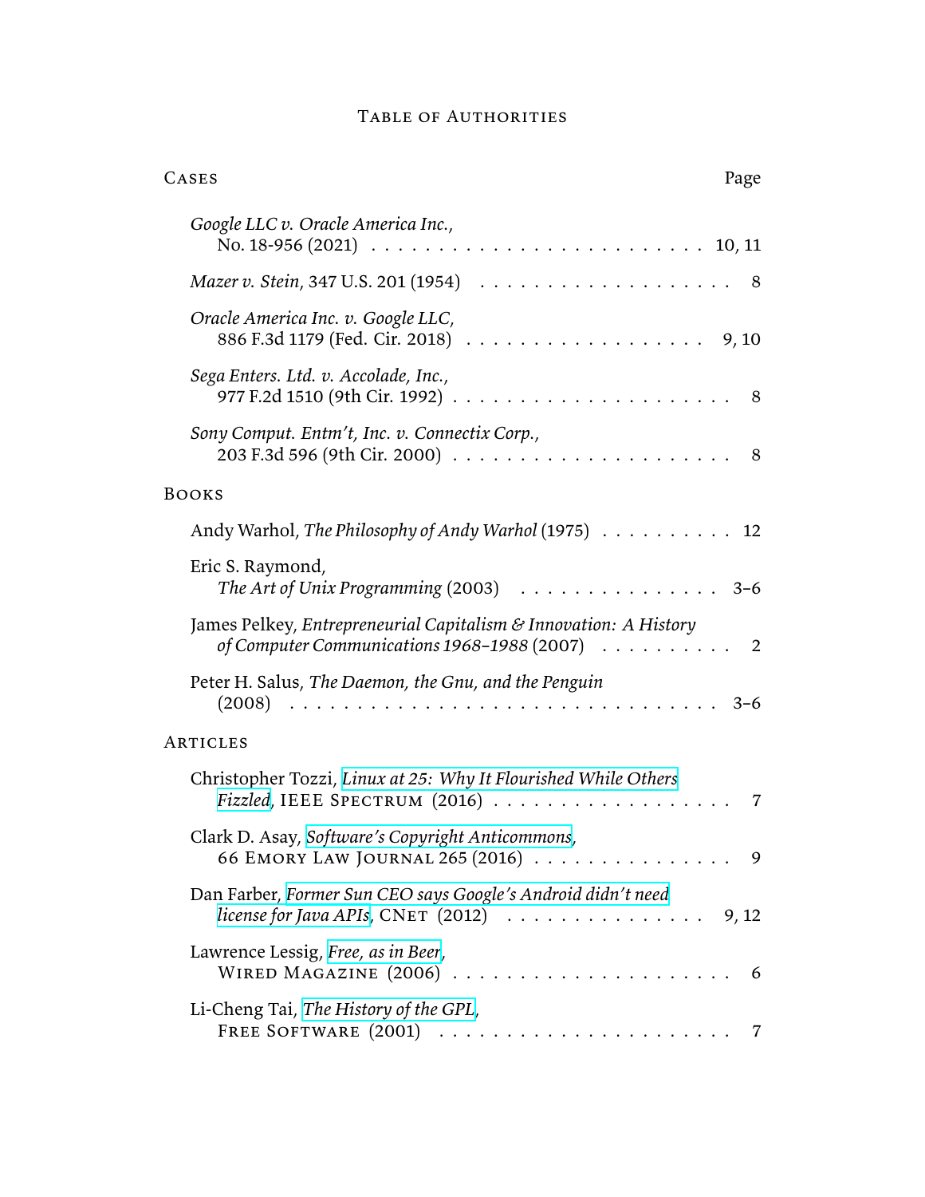# Table of Authorities

## Cases

| Cases | Page |
|---|---|
| *Google LLC v. Oracle America Inc.*, No. 18-956 (2021) | 10, 11 |
| *Mazer v. Stein*, 347 U.S. 201 (1954) | 8 |
| *Oracle America Inc. v. Google LLC*, 886 F.3d 1179 (Fed. Cir. 2018) | 9, 10 |
| *Sega Enters. Ltd. v. Accolade, Inc.*, 977 F.2d 1510 (9th Cir. 1992) | 8 |
| *Sony Comput. Entm't, Inc. v. Connectix Corp.*, 203 F.3d 596 (9th Cir. 2000) | 8 |

## Books

| Books | Page |
|---|---|
| Andy Warhol, *The Philosophy of Andy Warhol* (1975) | 12 |
| Eric S. Raymond, *The Art of Unix Programming* (2003) | 3–6 |
| James Pelkey, *Entrepreneurial Capitalism & Innovation: A History of Computer Communications 1968–1988* (2007) | 2 |
| Peter H. Salus, *The Daemon, the Gnu, and the Penguin* (2008) | 3–6 |

## Articles

| Articles | Page |
|---|---|
| Christopher Tozzi, *Linux at 25: Why It Flourished While Others Fizzled*, IEEE Spectrum (2016) | 7 |
| Clark D. Asay, *Software's Copyright Anticommons*, 66 Emory Law Journal 265 (2016) | 9 |
| Dan Farber, *Former Sun CEO says Google's Android didn't need license for Java APIs*, CNet (2012) | 9, 12 |
| Lawrence Lessig, *Free, as in Beer*, Wired Magazine (2006) | 6 |
| Li-Cheng Tai, *The History of the GPL*, Free Software (2001) | 7 |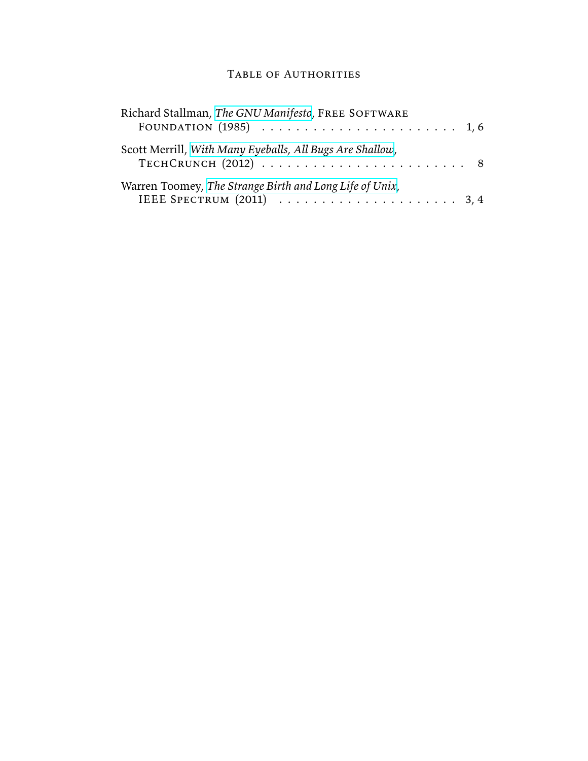# Table of Authorities

Richard Stallman, *The GNU Manifesto*, Free Software Foundation (1985) . . . . . . . . . . . . . . . . . . . . . . . 1, 6

Scott Merrill, *With Many Eyeballs, All Bugs Are Shallow*, TechCrunch (2012) . . . . . . . . . . . . . . . . . . . . . . . . 8

Warren Toomey, *The Strange Birth and Long Life of Unix*, IEEE Spectrum (2011) . . . . . . . . . . . . . . . . . . . . . 3, 4